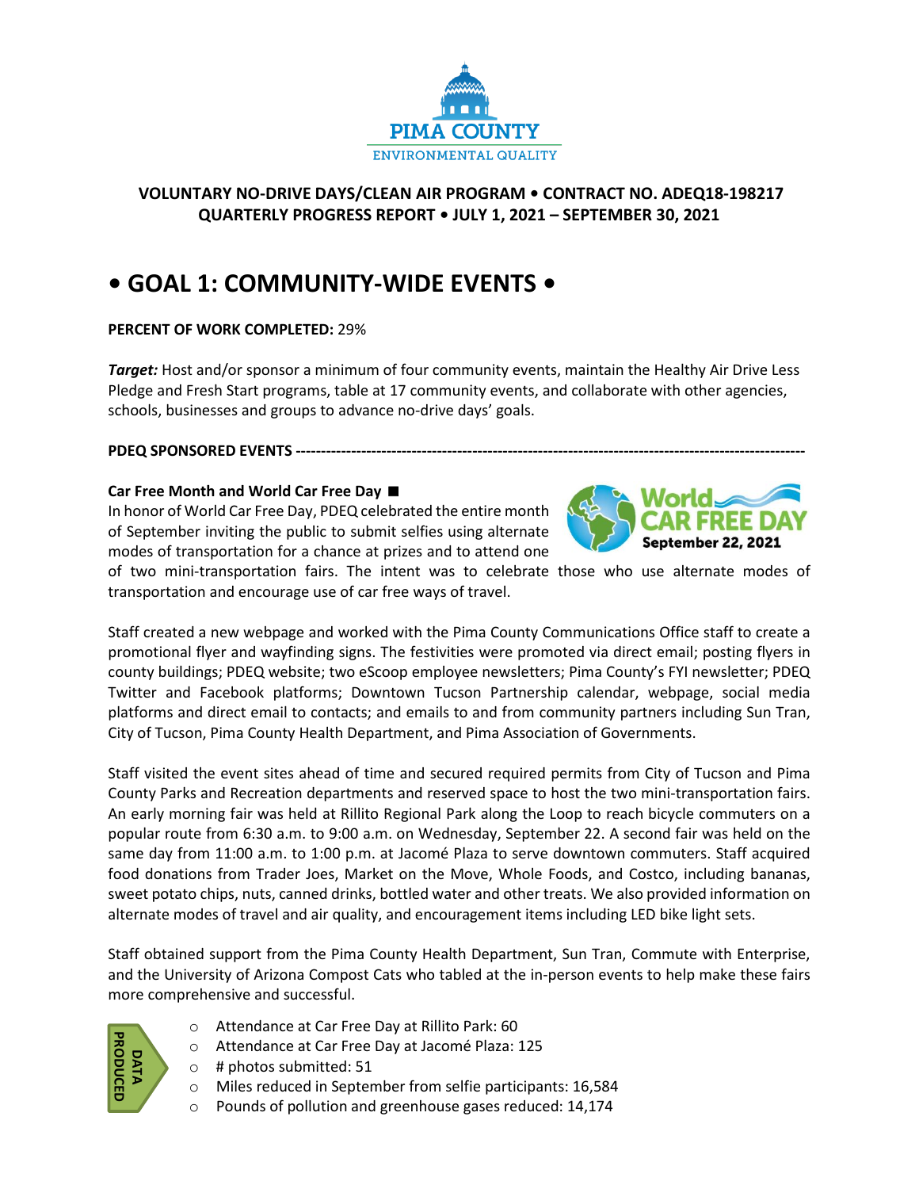**VOLUNTARY NO-DRIVE DAYS/CLEAN AIR PROGRAM • CONTRACT NO. ADEQ18-198217**
**QUARTERLY PROGRESS REPORT • JULY 1, 2021 – SEPTEMBER 30, 2021**

# • GOAL 1: COMMUNITY-WIDE EVENTS •

**PERCENT OF WORK COMPLETED:** 29%

***Target:*** Host and/or sponsor a minimum of four community events, maintain the Healthy Air Drive Less Pledge and Fresh Start programs, table at 17 community events, and collaborate with other agencies, schools, businesses and groups to advance no-drive days' goals.

**PDEQ SPONSORED EVENTS** ----------------------------------------------------------------------------------------------------

**Car Free Month and World Car Free Day** ■

In honor of World Car Free Day, PDEQ celebrated the entire month of September inviting the public to submit selfies using alternate modes of transportation for a chance at prizes and to attend one of two mini-transportation fairs. The intent was to celebrate those who use alternate modes of transportation and encourage use of car free ways of travel.

Staff created a new webpage and worked with the Pima County Communications Office staff to create a promotional flyer and wayfinding signs. The festivities were promoted via direct email; posting flyers in county buildings; PDEQ website; two eScoop employee newsletters; Pima County's FYI newsletter; PDEQ Twitter and Facebook platforms; Downtown Tucson Partnership calendar, webpage, social media platforms and direct email to contacts; and emails to and from community partners including Sun Tran, City of Tucson, Pima County Health Department, and Pima Association of Governments.

Staff visited the event sites ahead of time and secured required permits from City of Tucson and Pima County Parks and Recreation departments and reserved space to host the two mini-transportation fairs. An early morning fair was held at Rillito Regional Park along the Loop to reach bicycle commuters on a popular route from 6:30 a.m. to 9:00 a.m. on Wednesday, September 22. A second fair was held on the same day from 11:00 a.m. to 1:00 p.m. at Jacomé Plaza to serve downtown commuters. Staff acquired food donations from Trader Joes, Market on the Move, Whole Foods, and Costco, including bananas, sweet potato chips, nuts, canned drinks, bottled water and other treats. We also provided information on alternate modes of travel and air quality, and encouragement items including LED bike light sets.

Staff obtained support from the Pima County Health Department, Sun Tran, Commute with Enterprise, and the University of Arizona Compost Cats who tabled at the in-person events to help make these fairs more comprehensive and successful.

DATA PRODUCED

- Attendance at Car Free Day at Rillito Park: 60
- Attendance at Car Free Day at Jacomé Plaza: 125
- # photos submitted: 51
- Miles reduced in September from selfie participants: 16,584
- Pounds of pollution and greenhouse gases reduced: 14,174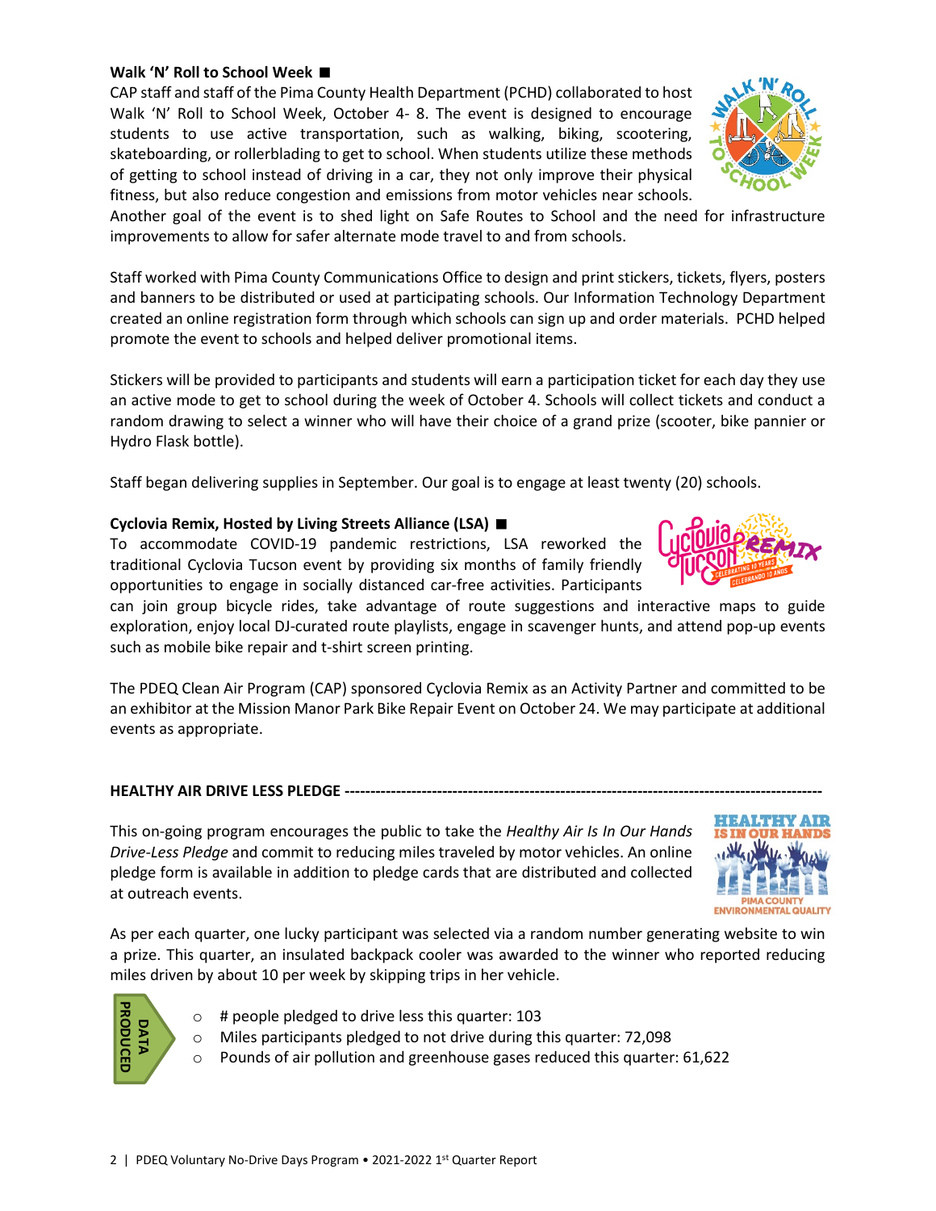**Walk ‘N’ Roll to School Week ■**

CAP staff and staff of the Pima County Health Department (PCHD) collaborated to host Walk ‘N’ Roll to School Week, October 4- 8. The event is designed to encourage students to use active transportation, such as walking, biking, scootering, skateboarding, or rollerblading to get to school. When students utilize these methods of getting to school instead of driving in a car, they not only improve their physical fitness, but also reduce congestion and emissions from motor vehicles near schools. Another goal of the event is to shed light on Safe Routes to School and the need for infrastructure improvements to allow for safer alternate mode travel to and from schools.

Staff worked with Pima County Communications Office to design and print stickers, tickets, flyers, posters and banners to be distributed or used at participating schools. Our Information Technology Department created an online registration form through which schools can sign up and order materials. PCHD helped promote the event to schools and helped deliver promotional items.

Stickers will be provided to participants and students will earn a participation ticket for each day they use an active mode to get to school during the week of October 4. Schools will collect tickets and conduct a random drawing to select a winner who will have their choice of a grand prize (scooter, bike pannier or Hydro Flask bottle).

Staff began delivering supplies in September. Our goal is to engage at least twenty (20) schools.

**Cyclovia Remix, Hosted by Living Streets Alliance (LSA) ■**

To accommodate COVID-19 pandemic restrictions, LSA reworked the traditional Cyclovia Tucson event by providing six months of family friendly opportunities to engage in socially distanced car-free activities. Participants can join group bicycle rides, take advantage of route suggestions and interactive maps to guide exploration, enjoy local DJ-curated route playlists, engage in scavenger hunts, and attend pop-up events such as mobile bike repair and t-shirt screen printing.

The PDEQ Clean Air Program (CAP) sponsored Cyclovia Remix as an Activity Partner and committed to be an exhibitor at the Mission Manor Park Bike Repair Event on October 24. We may participate at additional events as appropriate.

## HEALTHY AIR DRIVE LESS PLEDGE

This on-going program encourages the public to take the *Healthy Air Is In Our Hands Drive-Less Pledge* and commit to reducing miles traveled by motor vehicles. An online pledge form is available in addition to pledge cards that are distributed and collected at outreach events.

As per each quarter, one lucky participant was selected via a random number generating website to win a prize. This quarter, an insulated backpack cooler was awarded to the winner who reported reducing miles driven by about 10 per week by skipping trips in her vehicle.

**DATA PRODUCED**

- # people pledged to drive less this quarter: 103
- Miles participants pledged to not drive during this quarter: 72,098
- Pounds of air pollution and greenhouse gases reduced this quarter: 61,622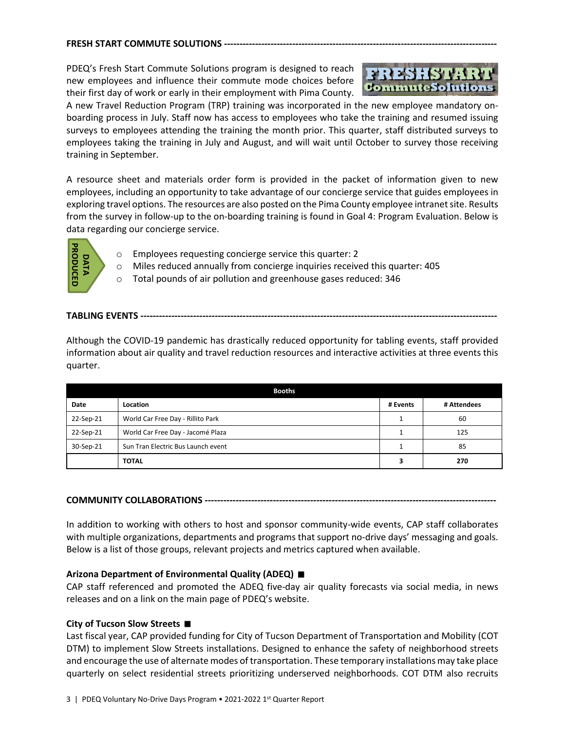## FRESH START COMMUTE SOLUTIONS

PDEQ's Fresh Start Commute Solutions program is designed to reach new employees and influence their commute mode choices before their first day of work or early in their employment with Pima County. A new Travel Reduction Program (TRP) training was incorporated in the new employee mandatory on-boarding process in July. Staff now has access to employees who take the training and resumed issuing surveys to employees attending the training the month prior. This quarter, staff distributed surveys to employees taking the training in July and August, and will wait until October to survey those receiving training in September.

A resource sheet and materials order form is provided in the packet of information given to new employees, including an opportunity to take advantage of our concierge service that guides employees in exploring travel options. The resources are also posted on the Pima County employee intranet site. Results from the survey in follow-up to the on-boarding training is found in Goal 4: Program Evaluation. Below is data regarding our concierge service.

**DATA PRODUCED**

- Employees requesting concierge service this quarter: 2
- Miles reduced annually from concierge inquiries received this quarter: 405
- Total pounds of air pollution and greenhouse gases reduced: 346

## TABLING EVENTS

Although the COVID-19 pandemic has drastically reduced opportunity for tabling events, staff provided information about air quality and travel reduction resources and interactive activities at three events this quarter.

| Booths | | | |
|---|---|---|---|
| **Date** | **Location** | **# Events** | **# Attendees** |
| 22-Sep-21 | World Car Free Day - Rillito Park | 1 | 60 |
| 22-Sep-21 | World Car Free Day - Jacomé Plaza | 1 | 125 |
| 30-Sep-21 | Sun Tran Electric Bus Launch event | 1 | 85 |
| | **TOTAL** | **3** | **270** |

## COMMUNITY COLLABORATIONS

In addition to working with others to host and sponsor community-wide events, CAP staff collaborates with multiple organizations, departments and programs that support no-drive days' messaging and goals. Below is a list of those groups, relevant projects and metrics captured when available.

**Arizona Department of Environmental Quality (ADEQ) ■**
CAP staff referenced and promoted the ADEQ five-day air quality forecasts via social media, in news releases and on a link on the main page of PDEQ's website.

**City of Tucson Slow Streets ■**
Last fiscal year, CAP provided funding for City of Tucson Department of Transportation and Mobility (COT DTM) to implement Slow Streets installations. Designed to enhance the safety of neighborhood streets and encourage the use of alternate modes of transportation. These temporary installations may take place quarterly on select residential streets prioritizing underserved neighborhoods. COT DTM also recruits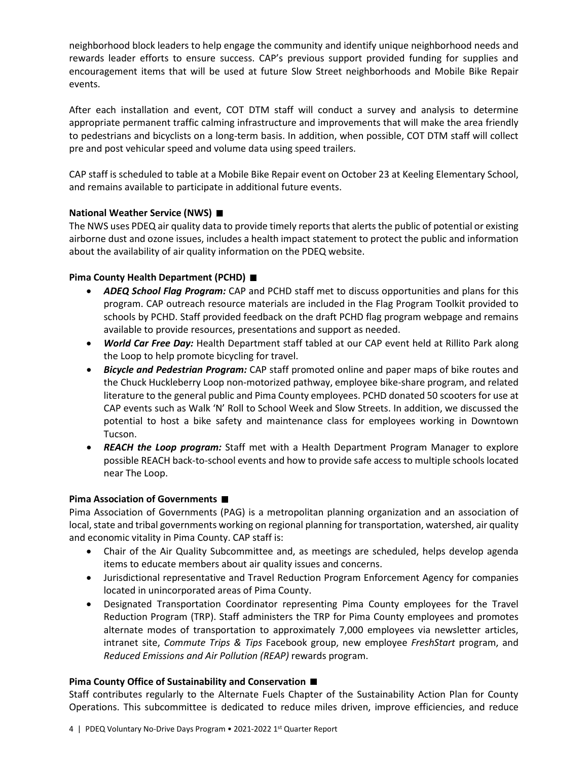neighborhood block leaders to help engage the community and identify unique neighborhood needs and rewards leader efforts to ensure success. CAP's previous support provided funding for supplies and encouragement items that will be used at future Slow Street neighborhoods and Mobile Bike Repair events.

After each installation and event, COT DTM staff will conduct a survey and analysis to determine appropriate permanent traffic calming infrastructure and improvements that will make the area friendly to pedestrians and bicyclists on a long-term basis. In addition, when possible, COT DTM staff will collect pre and post vehicular speed and volume data using speed trailers.

CAP staff is scheduled to table at a Mobile Bike Repair event on October 23 at Keeling Elementary School, and remains available to participate in additional future events.

**National Weather Service (NWS) ■**

The NWS uses PDEQ air quality data to provide timely reports that alerts the public of potential or existing airborne dust and ozone issues, includes a health impact statement to protect the public and information about the availability of air quality information on the PDEQ website.

**Pima County Health Department (PCHD) ■**

- ***ADEQ School Flag Program:*** CAP and PCHD staff met to discuss opportunities and plans for this program. CAP outreach resource materials are included in the Flag Program Toolkit provided to schools by PCHD. Staff provided feedback on the draft PCHD flag program webpage and remains available to provide resources, presentations and support as needed.
- ***World Car Free Day:*** Health Department staff tabled at our CAP event held at Rillito Park along the Loop to help promote bicycling for travel.
- ***Bicycle and Pedestrian Program:*** CAP staff promoted online and paper maps of bike routes and the Chuck Huckleberry Loop non-motorized pathway, employee bike-share program, and related literature to the general public and Pima County employees. PCHD donated 50 scooters for use at CAP events such as Walk 'N' Roll to School Week and Slow Streets. In addition, we discussed the potential to host a bike safety and maintenance class for employees working in Downtown Tucson.
- ***REACH the Loop program:*** Staff met with a Health Department Program Manager to explore possible REACH back-to-school events and how to provide safe access to multiple schools located near The Loop.

**Pima Association of Governments ■**

Pima Association of Governments (PAG) is a metropolitan planning organization and an association of local, state and tribal governments working on regional planning for transportation, watershed, air quality and economic vitality in Pima County. CAP staff is:

- Chair of the Air Quality Subcommittee and, as meetings are scheduled, helps develop agenda items to educate members about air quality issues and concerns.
- Jurisdictional representative and Travel Reduction Program Enforcement Agency for companies located in unincorporated areas of Pima County.
- Designated Transportation Coordinator representing Pima County employees for the Travel Reduction Program (TRP). Staff administers the TRP for Pima County employees and promotes alternate modes of transportation to approximately 7,000 employees via newsletter articles, intranet site, *Commute Trips & Tips* Facebook group, new employee *FreshStart* program, and *Reduced Emissions and Air Pollution (REAP)* rewards program.

**Pima County Office of Sustainability and Conservation ■**

Staff contributes regularly to the Alternate Fuels Chapter of the Sustainability Action Plan for County Operations. This subcommittee is dedicated to reduce miles driven, improve efficiencies, and reduce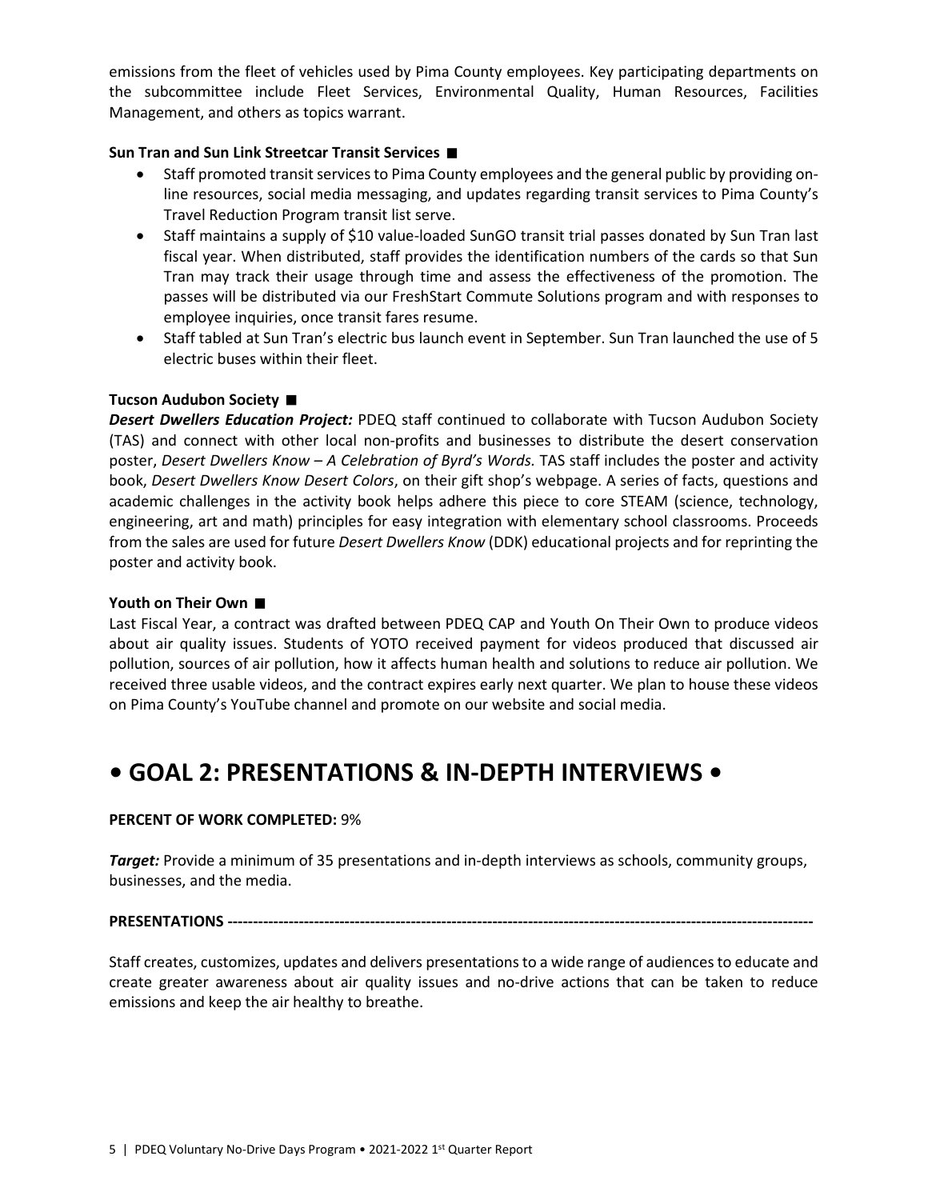emissions from the fleet of vehicles used by Pima County employees. Key participating departments on the subcommittee include Fleet Services, Environmental Quality, Human Resources, Facilities Management, and others as topics warrant.

**Sun Tran and Sun Link Streetcar Transit Services ■**

- Staff promoted transit services to Pima County employees and the general public by providing on-line resources, social media messaging, and updates regarding transit services to Pima County's Travel Reduction Program transit list serve.
- Staff maintains a supply of $10 value-loaded SunGO transit trial passes donated by Sun Tran last fiscal year. When distributed, staff provides the identification numbers of the cards so that Sun Tran may track their usage through time and assess the effectiveness of the promotion. The passes will be distributed via our FreshStart Commute Solutions program and with responses to employee inquiries, once transit fares resume.
- Staff tabled at Sun Tran's electric bus launch event in September. Sun Tran launched the use of 5 electric buses within their fleet.

**Tucson Audubon Society ■**

***Desert Dwellers Education Project:*** PDEQ staff continued to collaborate with Tucson Audubon Society (TAS) and connect with other local non-profits and businesses to distribute the desert conservation poster, *Desert Dwellers Know – A Celebration of Byrd's Words.* TAS staff includes the poster and activity book, *Desert Dwellers Know Desert Colors*, on their gift shop's webpage. A series of facts, questions and academic challenges in the activity book helps adhere this piece to core STEAM (science, technology, engineering, art and math) principles for easy integration with elementary school classrooms. Proceeds from the sales are used for future *Desert Dwellers Know* (DDK) educational projects and for reprinting the poster and activity book.

**Youth on Their Own ■**

Last Fiscal Year, a contract was drafted between PDEQ CAP and Youth On Their Own to produce videos about air quality issues. Students of YOTO received payment for videos produced that discussed air pollution, sources of air pollution, how it affects human health and solutions to reduce air pollution. We received three usable videos, and the contract expires early next quarter. We plan to house these videos on Pima County's YouTube channel and promote on our website and social media.

# • GOAL 2: PRESENTATIONS & IN-DEPTH INTERVIEWS •

**PERCENT OF WORK COMPLETED:** 9%

***Target:*** Provide a minimum of 35 presentations and in-depth interviews as schools, community groups, businesses, and the media.

**PRESENTATIONS ---------------------------------------------------------------------------------------------------------------**

Staff creates, customizes, updates and delivers presentations to a wide range of audiences to educate and create greater awareness about air quality issues and no-drive actions that can be taken to reduce emissions and keep the air healthy to breathe.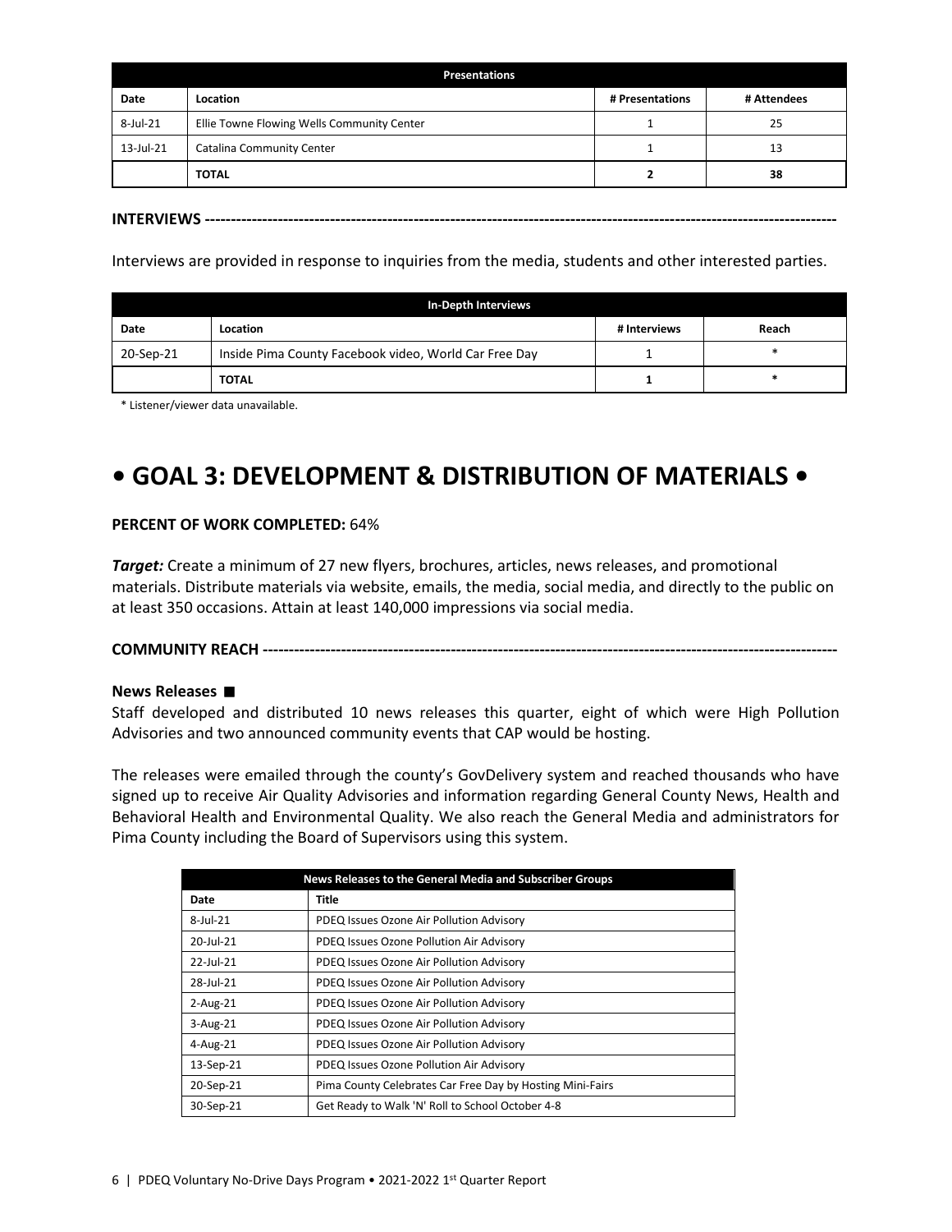| Presentations | | | |
|---|---|---|---|
| **Date** | **Location** | **# Presentations** | **# Attendees** |
| 8-Jul-21 | Ellie Towne Flowing Wells Community Center | 1 | 25 |
| 13-Jul-21 | Catalina Community Center | 1 | 13 |
| | **TOTAL** | **2** | **38** |

**INTERVIEWS ---------------------------------------------------------------------------------------------------------------**

Interviews are provided in response to inquiries from the media, students and other interested parties.

| In-Depth Interviews | | | |
|---|---|---|---|
| **Date** | **Location** | **# Interviews** | **Reach** |
| 20-Sep-21 | Inside Pima County Facebook video, World Car Free Day | 1 | * |
| | **TOTAL** | **1** | * |

* Listener/viewer data unavailable.

# • GOAL 3: DEVELOPMENT & DISTRIBUTION OF MATERIALS •

**PERCENT OF WORK COMPLETED:** 64%

***Target:*** Create a minimum of 27 new flyers, brochures, articles, news releases, and promotional materials. Distribute materials via website, emails, the media, social media, and directly to the public on at least 350 occasions. Attain at least 140,000 impressions via social media.

**COMMUNITY REACH ----------------------------------------------------------------------------------------------------------**

**News Releases ■**

Staff developed and distributed 10 news releases this quarter, eight of which were High Pollution Advisories and two announced community events that CAP would be hosting.

The releases were emailed through the county's GovDelivery system and reached thousands who have signed up to receive Air Quality Advisories and information regarding General County News, Health and Behavioral Health and Environmental Quality. We also reach the General Media and administrators for Pima County including the Board of Supervisors using this system.

| News Releases to the General Media and Subscriber Groups | |
|---|---|
| **Date** | **Title** |
| 8-Jul-21 | PDEQ Issues Ozone Air Pollution Advisory |
| 20-Jul-21 | PDEQ Issues Ozone Pollution Air Advisory |
| 22-Jul-21 | PDEQ Issues Ozone Air Pollution Advisory |
| 28-Jul-21 | PDEQ Issues Ozone Air Pollution Advisory |
| 2-Aug-21 | PDEQ Issues Ozone Air Pollution Advisory |
| 3-Aug-21 | PDEQ Issues Ozone Air Pollution Advisory |
| 4-Aug-21 | PDEQ Issues Ozone Air Pollution Advisory |
| 13-Sep-21 | PDEQ Issues Ozone Pollution Air Advisory |
| 20-Sep-21 | Pima County Celebrates Car Free Day by Hosting Mini-Fairs |
| 30-Sep-21 | Get Ready to Walk 'N' Roll to School October 4-8 |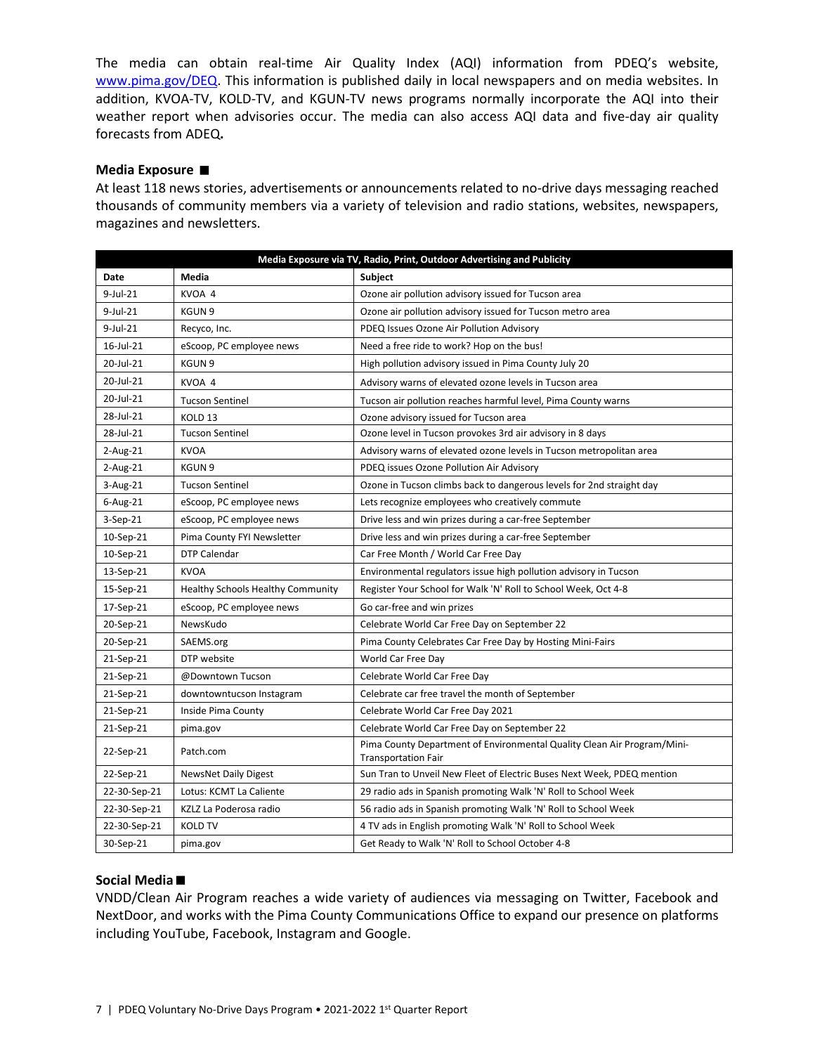The media can obtain real-time Air Quality Index (AQI) information from PDEQ's website, www.pima.gov/DEQ. This information is published daily in local newspapers and on media websites. In addition, KVOA-TV, KOLD-TV, and KGUN-TV news programs normally incorporate the AQI into their weather report when advisories occur. The media can also access AQI data and five-day air quality forecasts from ADEQ**.**

**Media Exposure ■**

At least 118 news stories, advertisements or announcements related to no-drive days messaging reached thousands of community members via a variety of television and radio stations, websites, newspapers, magazines and newsletters.

| Media Exposure via TV, Radio, Print, Outdoor Advertising and Publicity | | |
|---|---|---|
| **Date** | **Media** | **Subject** |
| 9-Jul-21 | KVOA 4 | Ozone air pollution advisory issued for Tucson area |
| 9-Jul-21 | KGUN 9 | Ozone air pollution advisory issued for Tucson metro area |
| 9-Jul-21 | Recyco, Inc. | PDEQ Issues Ozone Air Pollution Advisory |
| 16-Jul-21 | eScoop, PC employee news | Need a free ride to work? Hop on the bus! |
| 20-Jul-21 | KGUN 9 | High pollution advisory issued in Pima County July 20 |
| 20-Jul-21 | KVOA 4 | Advisory warns of elevated ozone levels in Tucson area |
| 20-Jul-21 | Tucson Sentinel | Tucson air pollution reaches harmful level, Pima County warns |
| 28-Jul-21 | KOLD 13 | Ozone advisory issued for Tucson area |
| 28-Jul-21 | Tucson Sentinel | Ozone level in Tucson provokes 3rd air advisory in 8 days |
| 2-Aug-21 | KVOA | Advisory warns of elevated ozone levels in Tucson metropolitan area |
| 2-Aug-21 | KGUN 9 | PDEQ issues Ozone Pollution Air Advisory |
| 3-Aug-21 | Tucson Sentinel | Ozone in Tucson climbs back to dangerous levels for 2nd straight day |
| 6-Aug-21 | eScoop, PC employee news | Lets recognize employees who creatively commute |
| 3-Sep-21 | eScoop, PC employee news | Drive less and win prizes during a car-free September |
| 10-Sep-21 | Pima County FYI Newsletter | Drive less and win prizes during a car-free September |
| 10-Sep-21 | DTP Calendar | Car Free Month / World Car Free Day |
| 13-Sep-21 | KVOA | Environmental regulators issue high pollution advisory in Tucson |
| 15-Sep-21 | Healthy Schools Healthy Community | Register Your School for Walk 'N' Roll to School Week, Oct 4-8 |
| 17-Sep-21 | eScoop, PC employee news | Go car-free and win prizes |
| 20-Sep-21 | NewsKudo | Celebrate World Car Free Day on September 22 |
| 20-Sep-21 | SAEMS.org | Pima County Celebrates Car Free Day by Hosting Mini-Fairs |
| 21-Sep-21 | DTP website | World Car Free Day |
| 21-Sep-21 | @Downtown Tucson | Celebrate World Car Free Day |
| 21-Sep-21 | downtowntucson Instagram | Celebrate car free travel the month of September |
| 21-Sep-21 | Inside Pima County | Celebrate World Car Free Day 2021 |
| 21-Sep-21 | pima.gov | Celebrate World Car Free Day on September 22 |
| 22-Sep-21 | Patch.com | Pima County Department of Environmental Quality Clean Air Program/Mini-Transportation Fair |
| 22-Sep-21 | NewsNet Daily Digest | Sun Tran to Unveil New Fleet of Electric Buses Next Week, PDEQ mention |
| 22-30-Sep-21 | Lotus: KCMT La Caliente | 29 radio ads in Spanish promoting Walk 'N' Roll to School Week |
| 22-30-Sep-21 | KZLZ La Poderosa radio | 56 radio ads in Spanish promoting Walk 'N' Roll to School Week |
| 22-30-Sep-21 | KOLD TV | 4 TV ads in English promoting Walk 'N' Roll to School Week |
| 30-Sep-21 | pima.gov | Get Ready to Walk 'N' Roll to School October 4-8 |

**Social Media ■**

VNDD/Clean Air Program reaches a wide variety of audiences via messaging on Twitter, Facebook and NextDoor, and works with the Pima County Communications Office to expand our presence on platforms including YouTube, Facebook, Instagram and Google.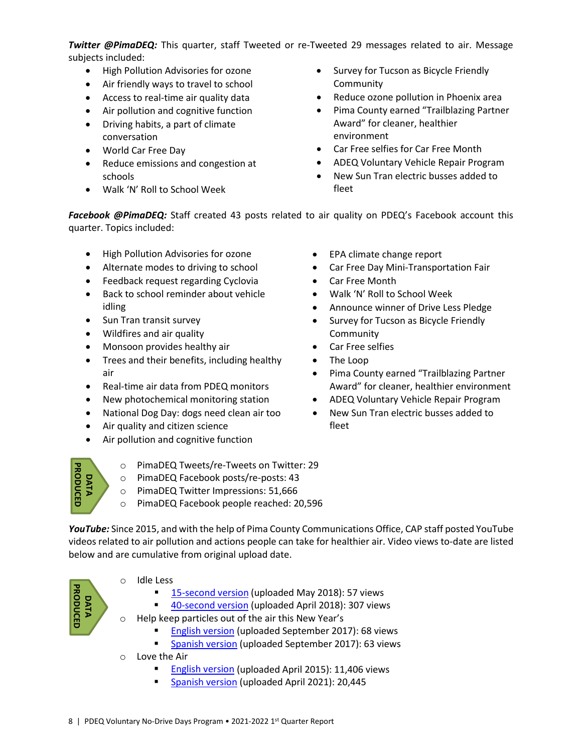***Twitter @PimaDEQ:*** This quarter, staff Tweeted or re-Tweeted 29 messages related to air. Message subjects included:

- High Pollution Advisories for ozone
- Air friendly ways to travel to school
- Access to real-time air quality data
- Air pollution and cognitive function
- Driving habits, a part of climate conversation
- World Car Free Day
- Reduce emissions and congestion at schools
- Walk 'N' Roll to School Week
- Survey for Tucson as Bicycle Friendly Community
- Reduce ozone pollution in Phoenix area
- Pima County earned "Trailblazing Partner Award" for cleaner, healthier environment
- Car Free selfies for Car Free Month
- ADEQ Voluntary Vehicle Repair Program
- New Sun Tran electric busses added to fleet

***Facebook @PimaDEQ:*** Staff created 43 posts related to air quality on PDEQ's Facebook account this quarter. Topics included:

- High Pollution Advisories for ozone
- Alternate modes to driving to school
- Feedback request regarding Cyclovia
- Back to school reminder about vehicle idling
- Sun Tran transit survey
- Wildfires and air quality
- Monsoon provides healthy air
- Trees and their benefits, including healthy air
- Real-time air data from PDEQ monitors
- New photochemical monitoring station
- National Dog Day: dogs need clean air too
- Air quality and citizen science
- Air pollution and cognitive function
- EPA climate change report
- Car Free Day Mini-Transportation Fair
- Car Free Month
- Walk 'N' Roll to School Week
- Announce winner of Drive Less Pledge
- Survey for Tucson as Bicycle Friendly Community
- Car Free selfies
- The Loop
- Pima County earned "Trailblazing Partner Award" for cleaner, healthier environment
- ADEQ Voluntary Vehicle Repair Program
- New Sun Tran electric busses added to fleet

DATA PRODUCED

- PimaDEQ Tweets/re-Tweets on Twitter: 29
- PimaDEQ Facebook posts/re-posts: 43
- PimaDEQ Twitter Impressions: 51,666
- PimaDEQ Facebook people reached: 20,596

***YouTube:*** Since 2015, and with the help of Pima County Communications Office, CAP staff posted YouTube videos related to air pollution and actions people can take for healthier air. Video views to-date are listed below and are cumulative from original upload date.

DATA PRODUCED

- Idle Less
  - 15-second version (uploaded May 2018): 57 views
  - 40-second version (uploaded April 2018): 307 views
- Help keep particles out of the air this New Year's
  - English version (uploaded September 2017): 68 views
  - Spanish version (uploaded September 2017): 63 views
- Love the Air
  - English version (uploaded April 2015): 11,406 views
  - Spanish version (uploaded April 2021): 20,445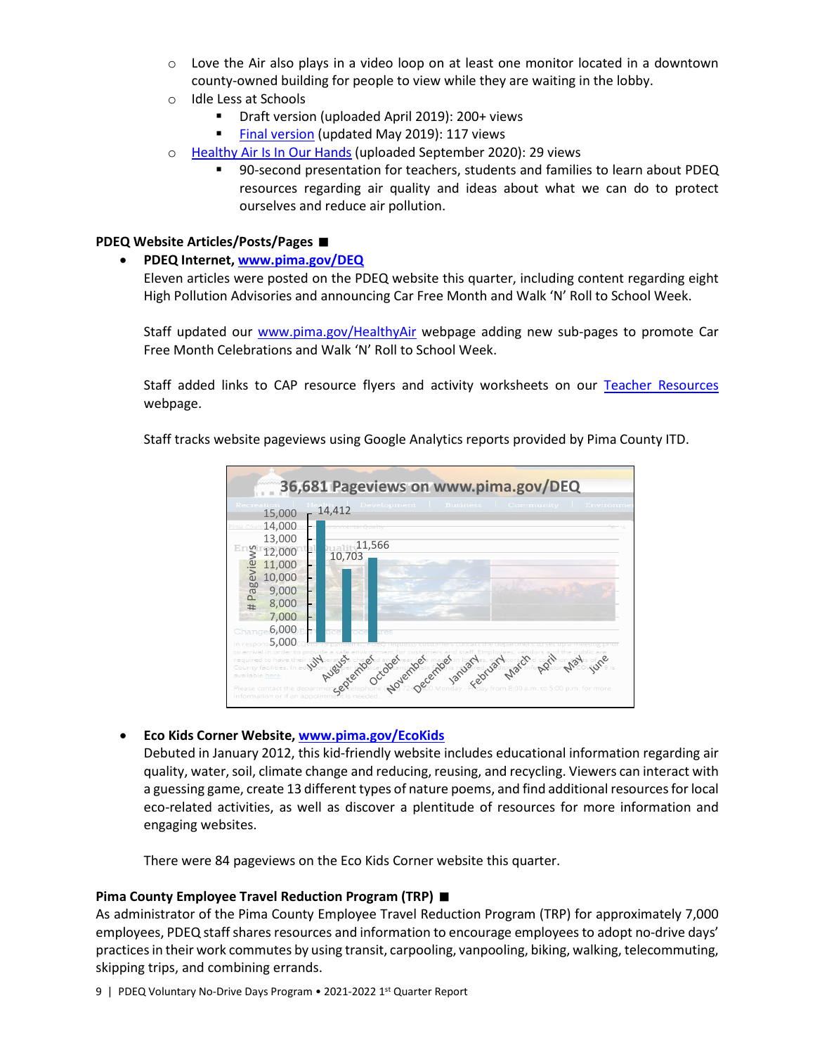- Love the Air also plays in a video loop on at least one monitor located in a downtown county-owned building for people to view while they are waiting in the lobby.
  - Idle Less at Schools
    - Draft version (uploaded April 2019): 200+ views
    - Final version (updated May 2019): 117 views
  - Healthy Air Is In Our Hands (uploaded September 2020): 29 views
    - 90-second presentation for teachers, students and families to learn about PDEQ resources regarding air quality and ideas about what we can do to protect ourselves and reduce air pollution.

**PDEQ Website Articles/Posts/Pages ■**

- **PDEQ Internet, www.pima.gov/DEQ**

  Eleven articles were posted on the PDEQ website this quarter, including content regarding eight High Pollution Advisories and announcing Car Free Month and Walk 'N' Roll to School Week.

  Staff updated our www.pima.gov/HealthyAir webpage adding new sub-pages to promote Car Free Month Celebrations and Walk 'N' Roll to School Week.

  Staff added links to CAP resource flyers and activity worksheets on our Teacher Resources webpage.

  Staff tracks website pageviews using Google Analytics reports provided by Pima County ITD.

  **36,681 Pageviews on www.pima.gov/DEQ**

  | Month | # Pageviews |
  |---|---|
  | July | 14,412 |
  | August | 10,703 |
  | September | 11,566 |
  | October | |
  | November | |
  | December | |
  | January | |
  | February | |
  | March | |
  | April | |
  | May | |
  | June | |

- **Eco Kids Corner Website, www.pima.gov/EcoKids**

  Debuted in January 2012, this kid-friendly website includes educational information regarding air quality, water, soil, climate change and reducing, reusing, and recycling. Viewers can interact with a guessing game, create 13 different types of nature poems, and find additional resources for local eco-related activities, as well as discover a plentitude of resources for more information and engaging websites.

  There were 84 pageviews on the Eco Kids Corner website this quarter.

**Pima County Employee Travel Reduction Program (TRP) ■**

As administrator of the Pima County Employee Travel Reduction Program (TRP) for approximately 7,000 employees, PDEQ staff shares resources and information to encourage employees to adopt no-drive days' practices in their work commutes by using transit, carpooling, vanpooling, biking, walking, telecommuting, skipping trips, and combining errands.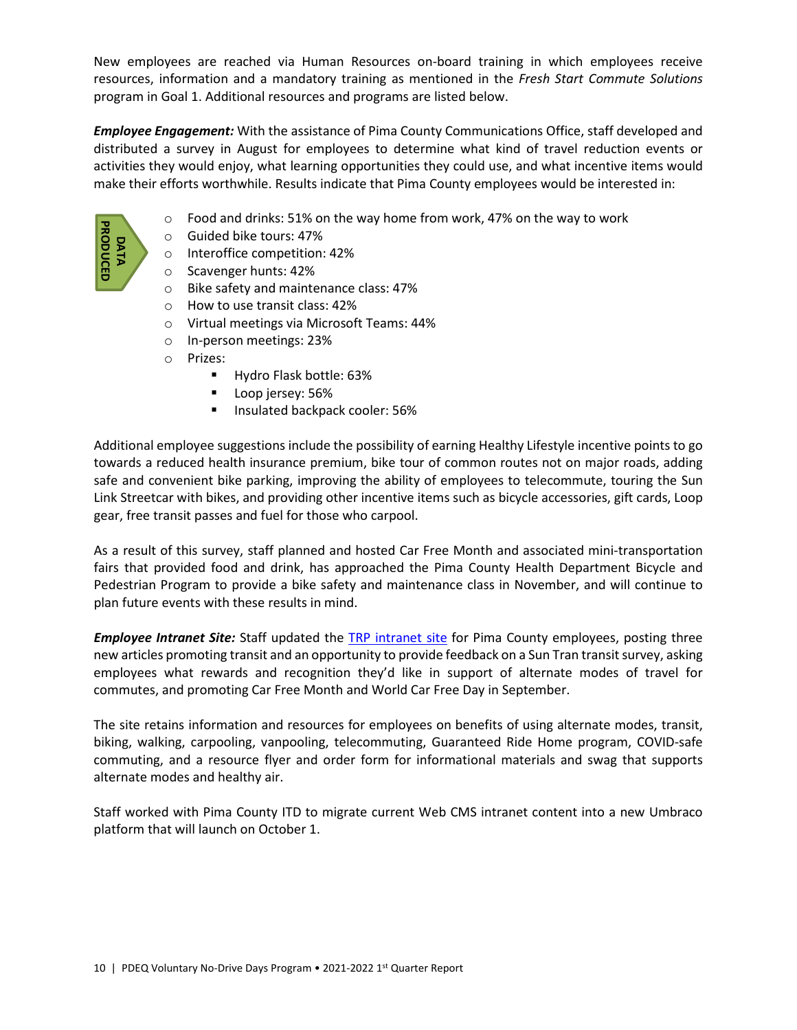New employees are reached via Human Resources on-board training in which employees receive resources, information and a mandatory training as mentioned in the *Fresh Start Commute Solutions* program in Goal 1. Additional resources and programs are listed below.

***Employee Engagement:*** With the assistance of Pima County Communications Office, staff developed and distributed a survey in August for employees to determine what kind of travel reduction events or activities they would enjoy, what learning opportunities they could use, and what incentive items would make their efforts worthwhile. Results indicate that Pima County employees would be interested in:

DATA PRODUCED

- Food and drinks: 51% on the way home from work, 47% on the way to work
- Guided bike tours: 47%
- Interoffice competition: 42%
- Scavenger hunts: 42%
- Bike safety and maintenance class: 47%
- How to use transit class: 42%
- Virtual meetings via Microsoft Teams: 44%
- In-person meetings: 23%
- Prizes:
  - Hydro Flask bottle: 63%
  - Loop jersey: 56%
  - Insulated backpack cooler: 56%

Additional employee suggestions include the possibility of earning Healthy Lifestyle incentive points to go towards a reduced health insurance premium, bike tour of common routes not on major roads, adding safe and convenient bike parking, improving the ability of employees to telecommute, touring the Sun Link Streetcar with bikes, and providing other incentive items such as bicycle accessories, gift cards, Loop gear, free transit passes and fuel for those who carpool.

As a result of this survey, staff planned and hosted Car Free Month and associated mini-transportation fairs that provided food and drink, has approached the Pima County Health Department Bicycle and Pedestrian Program to provide a bike safety and maintenance class in November, and will continue to plan future events with these results in mind.

***Employee Intranet Site:*** Staff updated the [TRP intranet site]() for Pima County employees, posting three new articles promoting transit and an opportunity to provide feedback on a Sun Tran transit survey, asking employees what rewards and recognition they'd like in support of alternate modes of travel for commutes, and promoting Car Free Month and World Car Free Day in September.

The site retains information and resources for employees on benefits of using alternate modes, transit, biking, walking, carpooling, vanpooling, telecommuting, Guaranteed Ride Home program, COVID-safe commuting, and a resource flyer and order form for informational materials and swag that supports alternate modes and healthy air.

Staff worked with Pima County ITD to migrate current Web CMS intranet content into a new Umbraco platform that will launch on October 1.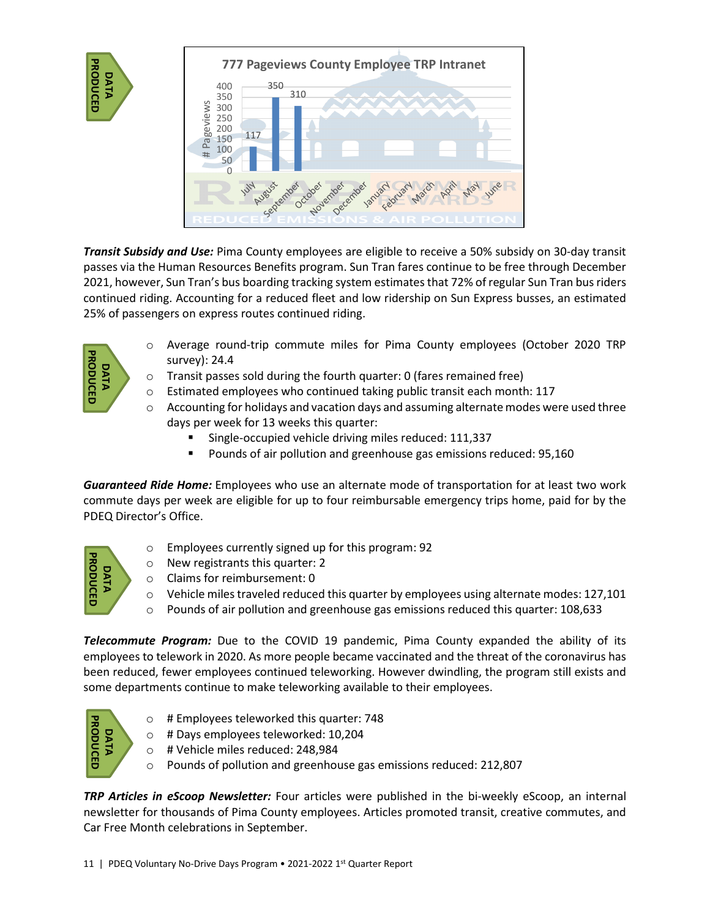DATA PRODUCED

**777 Pageviews County Employee TRP Intranet**

| Month | # Pageviews |
|---|---|
| July | 117 |
| August | 350 |
| September | 310 |
| October | |
| November | |
| December | |
| January | |
| February | |
| March | |
| April | |
| May | |
| June | |

***Transit Subsidy and Use:*** Pima County employees are eligible to receive a 50% subsidy on 30-day transit passes via the Human Resources Benefits program. Sun Tran fares continue to be free through December 2021, however, Sun Tran's bus boarding tracking system estimates that 72% of regular Sun Tran bus riders continued riding. Accounting for a reduced fleet and low ridership on Sun Express busses, an estimated 25% of passengers on express routes continued riding.

DATA PRODUCED

- Average round-trip commute miles for Pima County employees (October 2020 TRP survey): 24.4
- Transit passes sold during the fourth quarter: 0 (fares remained free)
- Estimated employees who continued taking public transit each month: 117
- Accounting for holidays and vacation days and assuming alternate modes were used three days per week for 13 weeks this quarter:
  - Single-occupied vehicle driving miles reduced: 111,337
  - Pounds of air pollution and greenhouse gas emissions reduced: 95,160

***Guaranteed Ride Home:*** Employees who use an alternate mode of transportation for at least two work commute days per week are eligible for up to four reimbursable emergency trips home, paid for by the PDEQ Director's Office.

DATA PRODUCED

- Employees currently signed up for this program: 92
- New registrants this quarter: 2
- Claims for reimbursement: 0
- Vehicle miles traveled reduced this quarter by employees using alternate modes: 127,101
- Pounds of air pollution and greenhouse gas emissions reduced this quarter: 108,633

***Telecommute Program:*** Due to the COVID 19 pandemic, Pima County expanded the ability of its employees to telework in 2020. As more people became vaccinated and the threat of the coronavirus has been reduced, fewer employees continued teleworking. However dwindling, the program still exists and some departments continue to make teleworking available to their employees.

DATA PRODUCED

- # Employees teleworked this quarter: 748
- # Days employees teleworked: 10,204
- # Vehicle miles reduced: 248,984
- Pounds of pollution and greenhouse gas emissions reduced: 212,807

***TRP Articles in eScoop Newsletter:*** Four articles were published in the bi-weekly eScoop, an internal newsletter for thousands of Pima County employees. Articles promoted transit, creative commutes, and Car Free Month celebrations in September.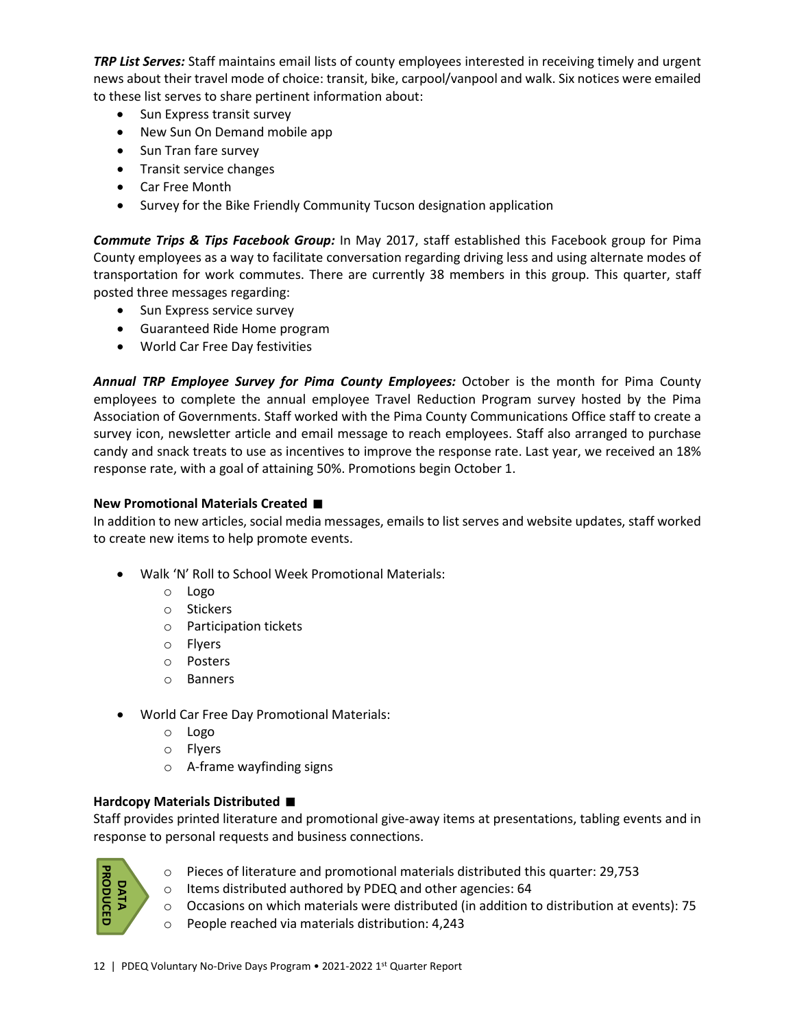***TRP List Serves:*** Staff maintains email lists of county employees interested in receiving timely and urgent news about their travel mode of choice: transit, bike, carpool/vanpool and walk. Six notices were emailed to these list serves to share pertinent information about:

- Sun Express transit survey
- New Sun On Demand mobile app
- Sun Tran fare survey
- Transit service changes
- Car Free Month
- Survey for the Bike Friendly Community Tucson designation application

***Commute Trips & Tips Facebook Group:*** In May 2017, staff established this Facebook group for Pima County employees as a way to facilitate conversation regarding driving less and using alternate modes of transportation for work commutes. There are currently 38 members in this group. This quarter, staff posted three messages regarding:

- Sun Express service survey
- Guaranteed Ride Home program
- World Car Free Day festivities

***Annual TRP Employee Survey for Pima County Employees:*** October is the month for Pima County employees to complete the annual employee Travel Reduction Program survey hosted by the Pima Association of Governments. Staff worked with the Pima County Communications Office staff to create a survey icon, newsletter article and email message to reach employees. Staff also arranged to purchase candy and snack treats to use as incentives to improve the response rate. Last year, we received an 18% response rate, with a goal of attaining 50%. Promotions begin October 1.

**New Promotional Materials Created ■**

In addition to new articles, social media messages, emails to list serves and website updates, staff worked to create new items to help promote events.

- Walk 'N' Roll to School Week Promotional Materials:
  - Logo
  - Stickers
  - Participation tickets
  - Flyers
  - Posters
  - Banners
- World Car Free Day Promotional Materials:
  - Logo
  - Flyers
  - A-frame wayfinding signs

**Hardcopy Materials Distributed ■**

Staff provides printed literature and promotional give-away items at presentations, tabling events and in response to personal requests and business connections.

DATA PRODUCED

- Pieces of literature and promotional materials distributed this quarter: 29,753
- Items distributed authored by PDEQ and other agencies: 64
- Occasions on which materials were distributed (in addition to distribution at events): 75
- People reached via materials distribution: 4,243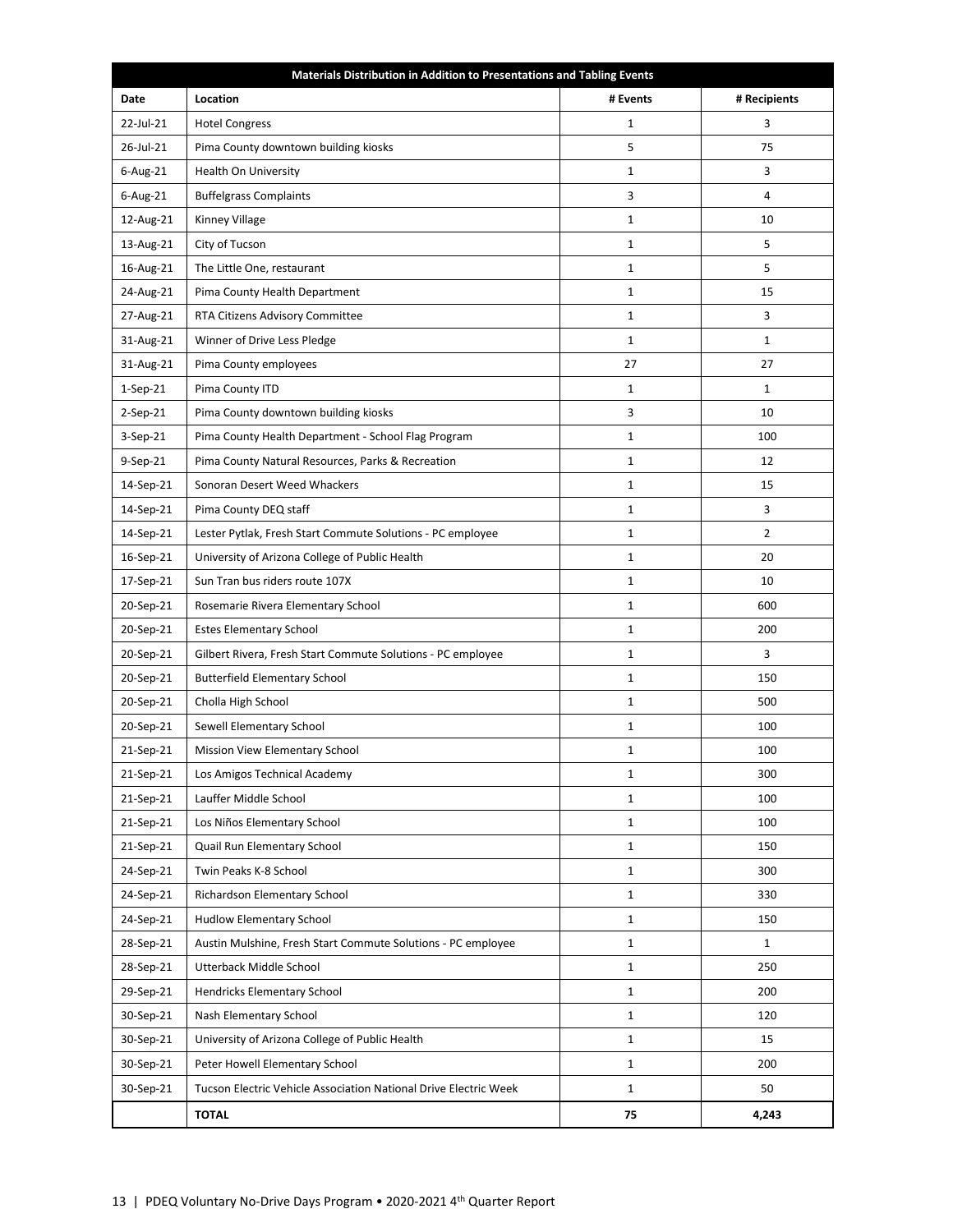| Materials Distribution in Addition to Presentations and Tabling Events | | | |
|---|---|---|---|
| **Date** | **Location** | **# Events** | **# Recipients** |
| 22-Jul-21 | Hotel Congress | 1 | 3 |
| 26-Jul-21 | Pima County downtown building kiosks | 5 | 75 |
| 6-Aug-21 | Health On University | 1 | 3 |
| 6-Aug-21 | Buffelgrass Complaints | 3 | 4 |
| 12-Aug-21 | Kinney Village | 1 | 10 |
| 13-Aug-21 | City of Tucson | 1 | 5 |
| 16-Aug-21 | The Little One, restaurant | 1 | 5 |
| 24-Aug-21 | Pima County Health Department | 1 | 15 |
| 27-Aug-21 | RTA Citizens Advisory Committee | 1 | 3 |
| 31-Aug-21 | Winner of Drive Less Pledge | 1 | 1 |
| 31-Aug-21 | Pima County employees | 27 | 27 |
| 1-Sep-21 | Pima County ITD | 1 | 1 |
| 2-Sep-21 | Pima County downtown building kiosks | 3 | 10 |
| 3-Sep-21 | Pima County Health Department - School Flag Program | 1 | 100 |
| 9-Sep-21 | Pima County Natural Resources, Parks & Recreation | 1 | 12 |
| 14-Sep-21 | Sonoran Desert Weed Whackers | 1 | 15 |
| 14-Sep-21 | Pima County DEQ staff | 1 | 3 |
| 14-Sep-21 | Lester Pytlak, Fresh Start Commute Solutions - PC employee | 1 | 2 |
| 16-Sep-21 | University of Arizona College of Public Health | 1 | 20 |
| 17-Sep-21 | Sun Tran bus riders route 107X | 1 | 10 |
| 20-Sep-21 | Rosemarie Rivera Elementary School | 1 | 600 |
| 20-Sep-21 | Estes Elementary School | 1 | 200 |
| 20-Sep-21 | Gilbert Rivera, Fresh Start Commute Solutions - PC employee | 1 | 3 |
| 20-Sep-21 | Butterfield Elementary School | 1 | 150 |
| 20-Sep-21 | Cholla High School | 1 | 500 |
| 20-Sep-21 | Sewell Elementary School | 1 | 100 |
| 21-Sep-21 | Mission View Elementary School | 1 | 100 |
| 21-Sep-21 | Los Amigos Technical Academy | 1 | 300 |
| 21-Sep-21 | Lauffer Middle School | 1 | 100 |
| 21-Sep-21 | Los Niños Elementary School | 1 | 100 |
| 21-Sep-21 | Quail Run Elementary School | 1 | 150 |
| 24-Sep-21 | Twin Peaks K-8 School | 1 | 300 |
| 24-Sep-21 | Richardson Elementary School | 1 | 330 |
| 24-Sep-21 | Hudlow Elementary School | 1 | 150 |
| 28-Sep-21 | Austin Mulshine, Fresh Start Commute Solutions - PC employee | 1 | 1 |
| 28-Sep-21 | Utterback Middle School | 1 | 250 |
| 29-Sep-21 | Hendricks Elementary School | 1 | 200 |
| 30-Sep-21 | Nash Elementary School | 1 | 120 |
| 30-Sep-21 | University of Arizona College of Public Health | 1 | 15 |
| 30-Sep-21 | Peter Howell Elementary School | 1 | 200 |
| 30-Sep-21 | Tucson Electric Vehicle Association National Drive Electric Week | 1 | 50 |
| | **TOTAL** | **75** | **4,243** |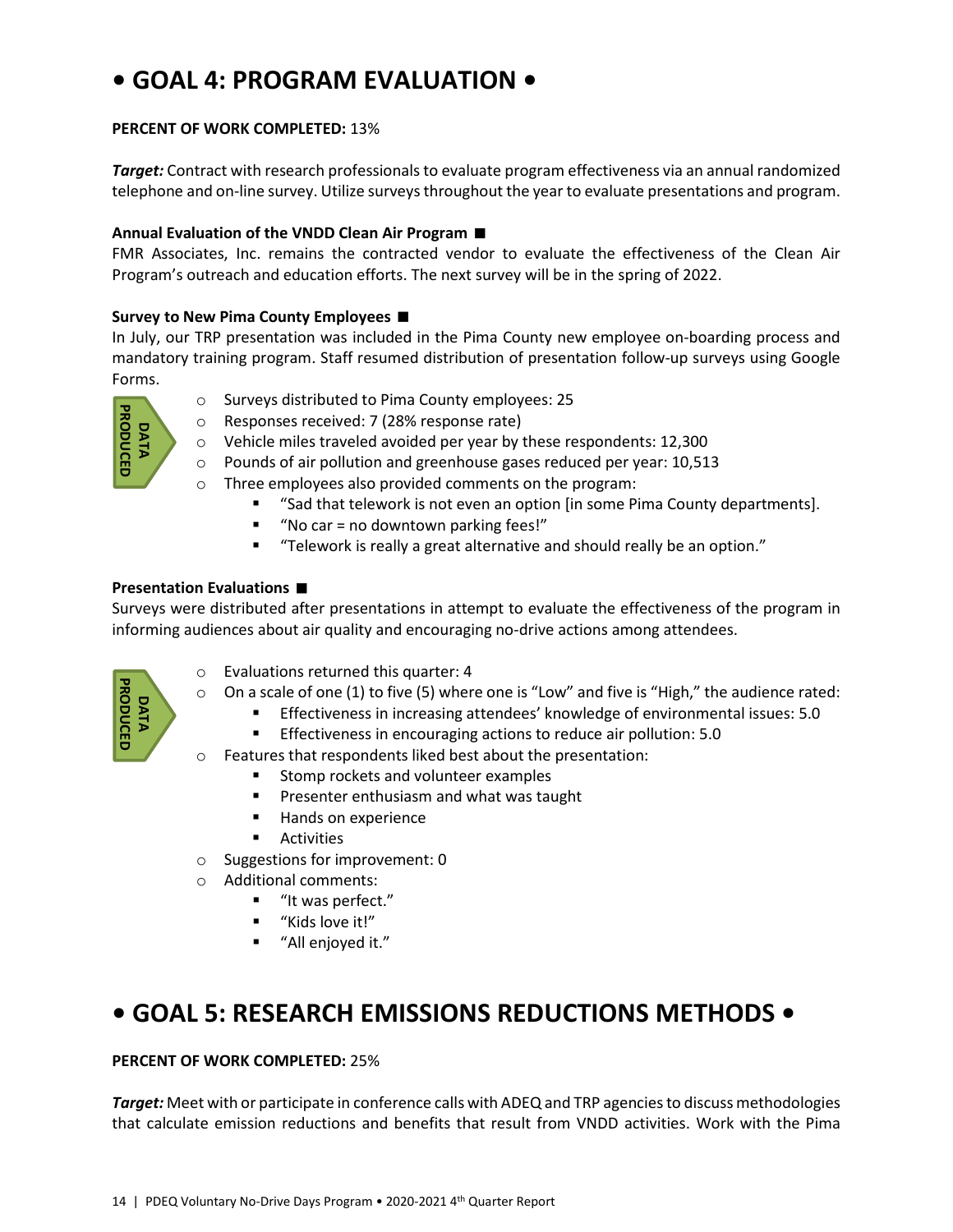# • GOAL 4: PROGRAM EVALUATION •

**PERCENT OF WORK COMPLETED:** 13%

***Target:*** Contract with research professionals to evaluate program effectiveness via an annual randomized telephone and on-line survey. Utilize surveys throughout the year to evaluate presentations and program.

**Annual Evaluation of the VNDD Clean Air Program ■**

FMR Associates, Inc. remains the contracted vendor to evaluate the effectiveness of the Clean Air Program's outreach and education efforts. The next survey will be in the spring of 2022.

**Survey to New Pima County Employees ■**

In July, our TRP presentation was included in the Pima County new employee on-boarding process and mandatory training program. Staff resumed distribution of presentation follow-up surveys using Google Forms.

DATA PRODUCED

- Surveys distributed to Pima County employees: 25
- Responses received: 7 (28% response rate)
- Vehicle miles traveled avoided per year by these respondents: 12,300
- Pounds of air pollution and greenhouse gases reduced per year: 10,513
- Three employees also provided comments on the program:
  - "Sad that telework is not even an option [in some Pima County departments].
  - "No car = no downtown parking fees!"
  - "Telework is really a great alternative and should really be an option."

**Presentation Evaluations ■**

Surveys were distributed after presentations in attempt to evaluate the effectiveness of the program in informing audiences about air quality and encouraging no-drive actions among attendees.

DATA PRODUCED

- Evaluations returned this quarter: 4
- On a scale of one (1) to five (5) where one is "Low" and five is "High," the audience rated:
  - Effectiveness in increasing attendees' knowledge of environmental issues: 5.0
  - Effectiveness in encouraging actions to reduce air pollution: 5.0
- Features that respondents liked best about the presentation:
  - Stomp rockets and volunteer examples
  - Presenter enthusiasm and what was taught
  - Hands on experience
  - Activities
- Suggestions for improvement: 0
- Additional comments:
  - "It was perfect."
  - "Kids love it!"
  - "All enjoyed it."

# • GOAL 5: RESEARCH EMISSIONS REDUCTIONS METHODS •

**PERCENT OF WORK COMPLETED:** 25%

***Target:*** Meet with or participate in conference calls with ADEQ and TRP agencies to discuss methodologies that calculate emission reductions and benefits that result from VNDD activities. Work with the Pima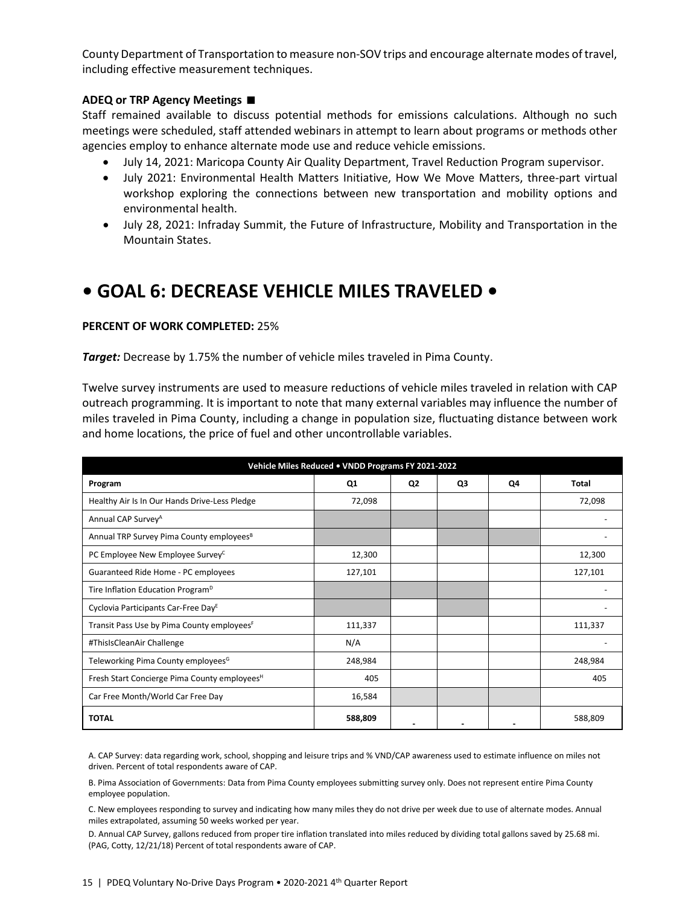County Department of Transportation to measure non-SOV trips and encourage alternate modes of travel, including effective measurement techniques.

**ADEQ or TRP Agency Meetings ■**

Staff remained available to discuss potential methods for emissions calculations. Although no such meetings were scheduled, staff attended webinars in attempt to learn about programs or methods other agencies employ to enhance alternate mode use and reduce vehicle emissions.

- July 14, 2021: Maricopa County Air Quality Department, Travel Reduction Program supervisor.
- July 2021: Environmental Health Matters Initiative, How We Move Matters, three-part virtual workshop exploring the connections between new transportation and mobility options and environmental health.
- July 28, 2021: Infraday Summit, the Future of Infrastructure, Mobility and Transportation in the Mountain States.

# • GOAL 6: DECREASE VEHICLE MILES TRAVELED •

**PERCENT OF WORK COMPLETED:** 25%

***Target:*** Decrease by 1.75% the number of vehicle miles traveled in Pima County.

Twelve survey instruments are used to measure reductions of vehicle miles traveled in relation with CAP outreach programming. It is important to note that many external variables may influence the number of miles traveled in Pima County, including a change in population size, fluctuating distance between work and home locations, the price of fuel and other uncontrollable variables.

| Vehicle Miles Reduced • VNDD Programs FY 2021-2022 | | | | | |
|---|---|---|---|---|---|
| **Program** | **Q1** | **Q2** | **Q3** | **Q4** | **Total** |
| Healthy Air Is In Our Hands Drive-Less Pledge | 72,098 | | | | 72,098 |
| Annual CAP Survey[A] | | | | | - |
| Annual TRP Survey Pima County employees[B] | | | | | - |
| PC Employee New Employee Survey[C] | 12,300 | | | | 12,300 |
| Guaranteed Ride Home - PC employees | 127,101 | | | | 127,101 |
| Tire Inflation Education Program[D] | | | | | - |
| Cyclovia Participants Car-Free Day[E] | | | | | - |
| Transit Pass Use by Pima County employees[F] | 111,337 | | | | 111,337 |
| #ThisIsCleanAir Challenge | N/A | | | | - |
| Teleworking Pima County employees[G] | 248,984 | | | | 248,984 |
| Fresh Start Concierge Pima County employees[H] | 405 | | | | 405 |
| Car Free Month/World Car Free Day | 16,584 | | | | |
| **TOTAL** | **588,809** | - | - | - | 588,809 |

A. CAP Survey: data regarding work, school, shopping and leisure trips and % VND/CAP awareness used to estimate influence on miles not driven. Percent of total respondents aware of CAP.

B. Pima Association of Governments: Data from Pima County employees submitting survey only. Does not represent entire Pima County employee population.

C. New employees responding to survey and indicating how many miles they do not drive per week due to use of alternate modes. Annual miles extrapolated, assuming 50 weeks worked per year.

D. Annual CAP Survey, gallons reduced from proper tire inflation translated into miles reduced by dividing total gallons saved by 25.68 mi. (PAG, Cotty, 12/21/18) Percent of total respondents aware of CAP.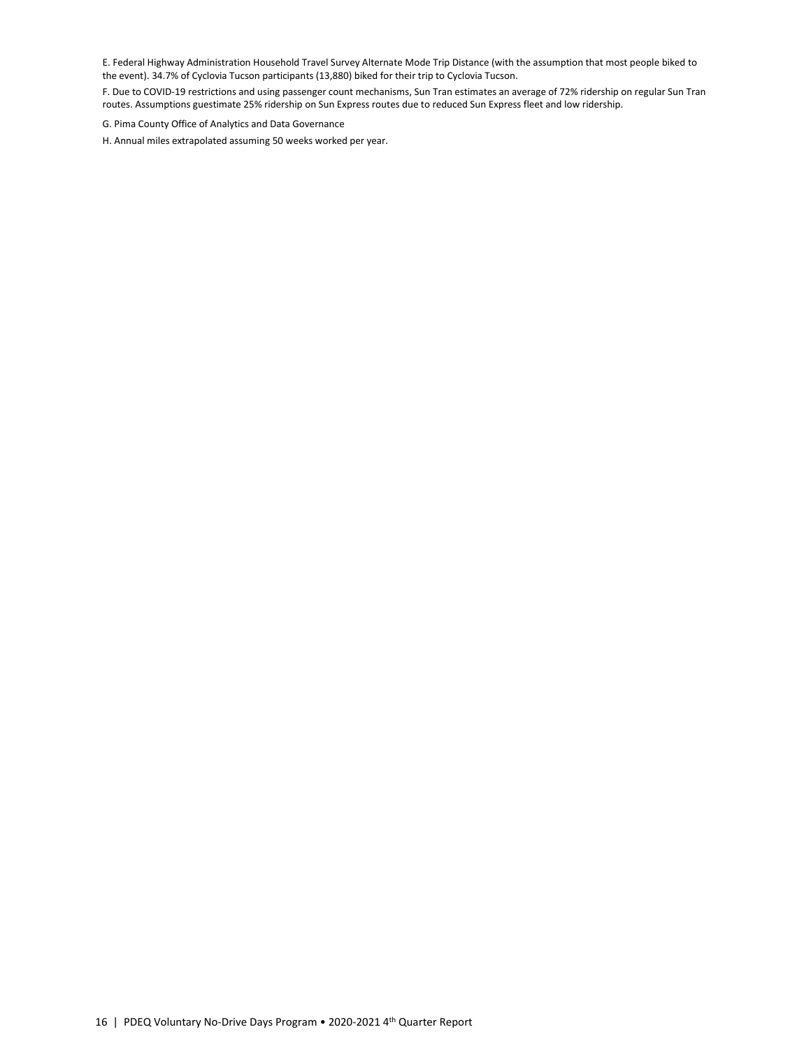E. Federal Highway Administration Household Travel Survey Alternate Mode Trip Distance (with the assumption that most people biked to the event). 34.7% of Cyclovia Tucson participants (13,880) biked for their trip to Cyclovia Tucson.

F. Due to COVID-19 restrictions and using passenger count mechanisms, Sun Tran estimates an average of 72% ridership on regular Sun Tran routes. Assumptions guestimate 25% ridership on Sun Express routes due to reduced Sun Express fleet and low ridership.

G. Pima County Office of Analytics and Data Governance

H. Annual miles extrapolated assuming 50 weeks worked per year.